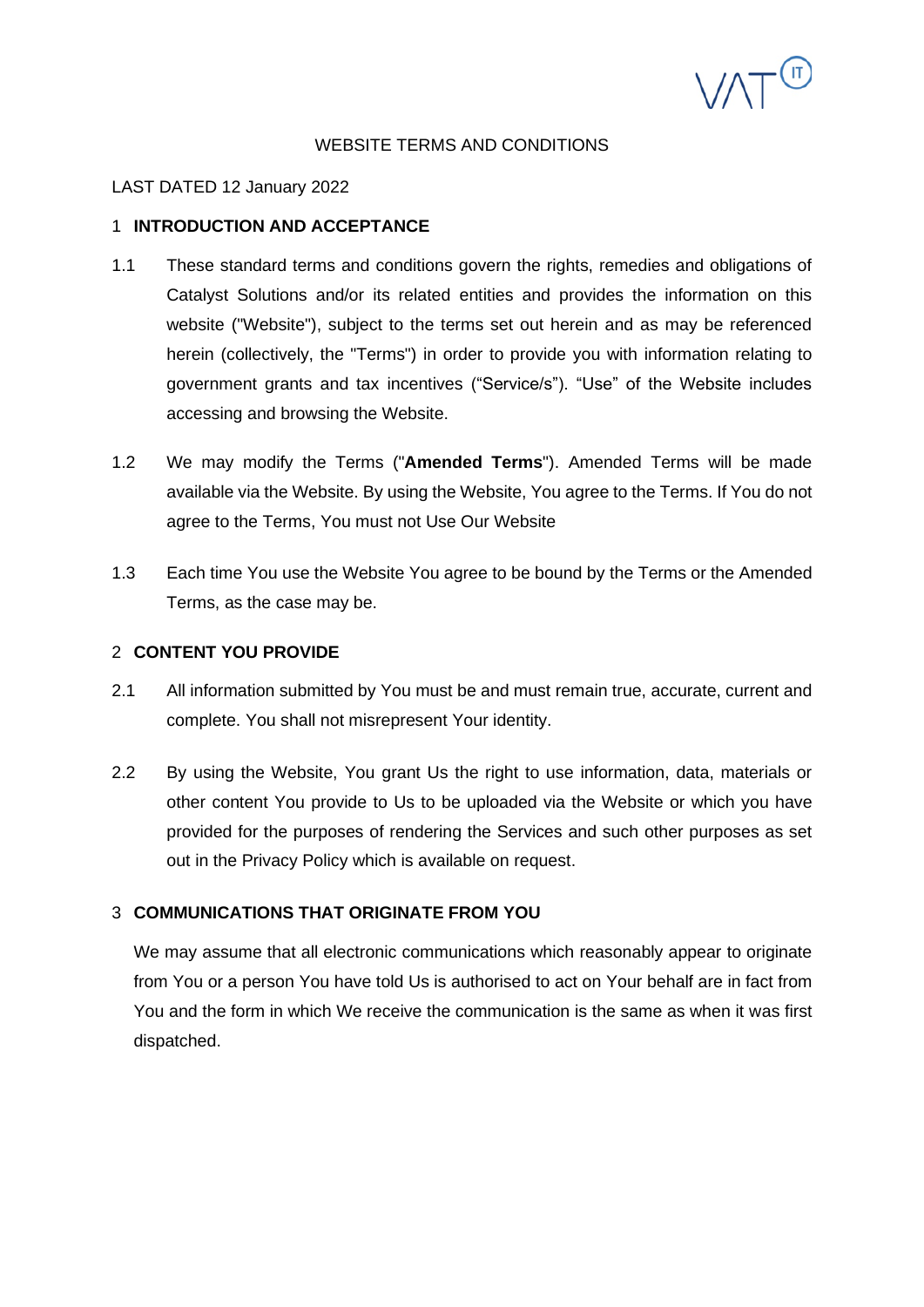WEBSITE TERMS AND CONDITIONS

LAST DATED 12 January 2022

## 1 INTRODUCTION AND ACCEPTANCE

1.1 These standard terms and conditions govern the rights, remedies and obligations of Catalyst Solutions and/or its related entities and provides the information on this website ("Website"), subject to the terms set out herein and as may be referenced herein (collectively, the "Terms") in order to provide you with information relating to government grants and tax incentives ("Service/s"). "Use" of the Website includes accessing and browsing the Website.

1.2 We may modify the Terms ("**Amended Terms**"). Amended Terms will be made available via the Website. By using the Website, You agree to the Terms. If You do not agree to the Terms, You must not Use Our Website

1.3 Each time You use the Website You agree to be bound by the Terms or the Amended Terms, as the case may be.

## 2 CONTENT YOU PROVIDE

2.1 All information submitted by You must be and must remain true, accurate, current and complete. You shall not misrepresent Your identity.

2.2 By using the Website, You grant Us the right to use information, data, materials or other content You provide to Us to be uploaded via the Website or which you have provided for the purposes of rendering the Services and such other purposes as set out in the Privacy Policy which is available on request.

## 3 COMMUNICATIONS THAT ORIGINATE FROM YOU

We may assume that all electronic communications which reasonably appear to originate from You or a person You have told Us is authorised to act on Your behalf are in fact from You and the form in which We receive the communication is the same as when it was first dispatched.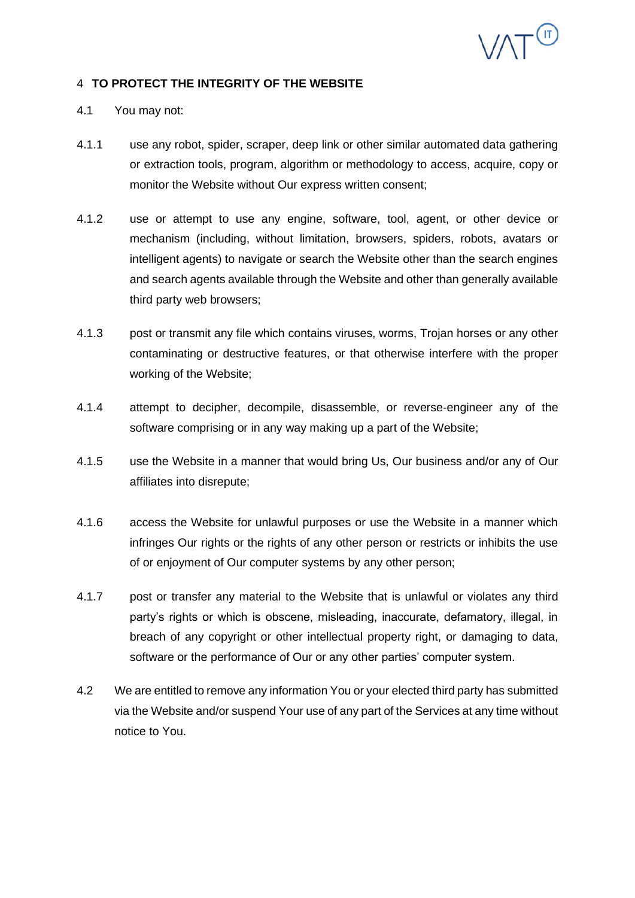## 4 TO PROTECT THE INTEGRITY OF THE WEBSITE

4.1 You may not:

4.1.1 use any robot, spider, scraper, deep link or other similar automated data gathering or extraction tools, program, algorithm or methodology to access, acquire, copy or monitor the Website without Our express written consent;

4.1.2 use or attempt to use any engine, software, tool, agent, or other device or mechanism (including, without limitation, browsers, spiders, robots, avatars or intelligent agents) to navigate or search the Website other than the search engines and search agents available through the Website and other than generally available third party web browsers;

4.1.3 post or transmit any file which contains viruses, worms, Trojan horses or any other contaminating or destructive features, or that otherwise interfere with the proper working of the Website;

4.1.4 attempt to decipher, decompile, disassemble, or reverse-engineer any of the software comprising or in any way making up a part of the Website;

4.1.5 use the Website in a manner that would bring Us, Our business and/or any of Our affiliates into disrepute;

4.1.6 access the Website for unlawful purposes or use the Website in a manner which infringes Our rights or the rights of any other person or restricts or inhibits the use of or enjoyment of Our computer systems by any other person;

4.1.7 post or transfer any material to the Website that is unlawful or violates any third party's rights or which is obscene, misleading, inaccurate, defamatory, illegal, in breach of any copyright or other intellectual property right, or damaging to data, software or the performance of Our or any other parties' computer system.

4.2 We are entitled to remove any information You or your elected third party has submitted via the Website and/or suspend Your use of any part of the Services at any time without notice to You.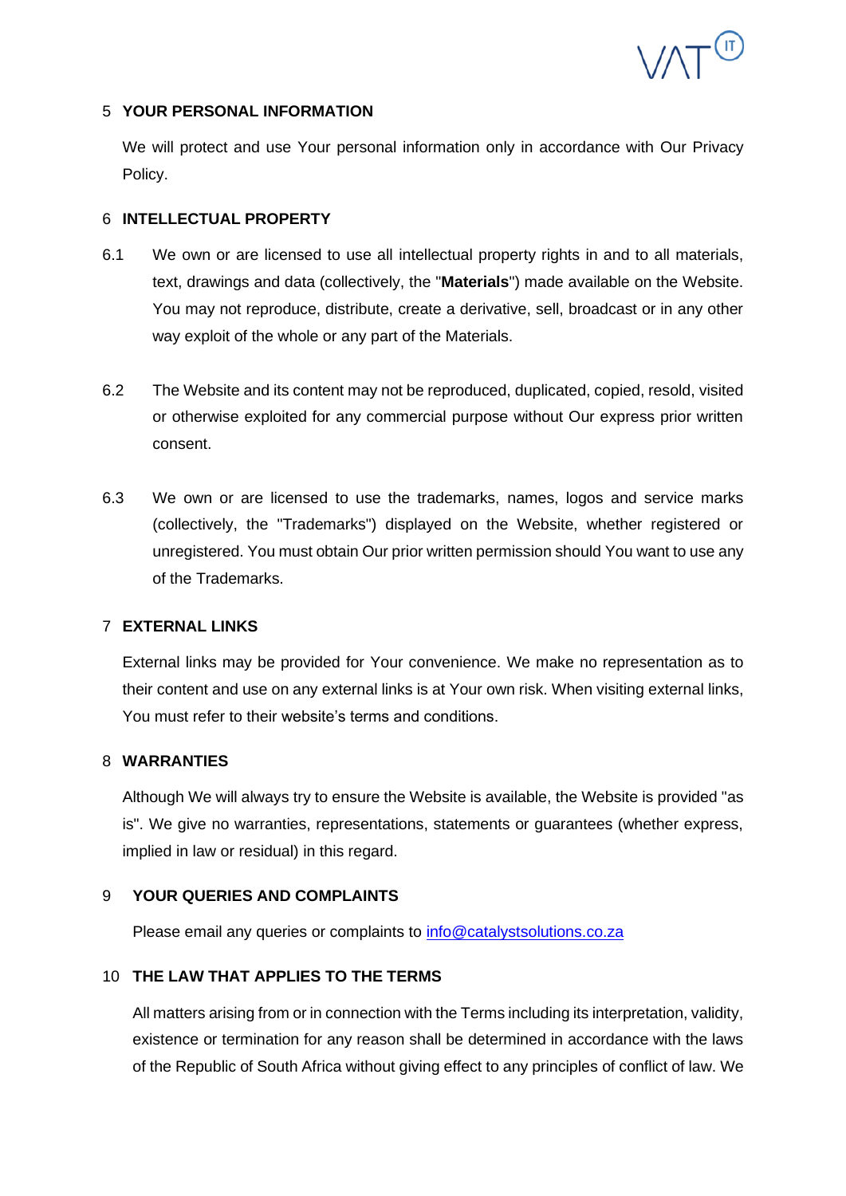## 5 YOUR PERSONAL INFORMATION

We will protect and use Your personal information only in accordance with Our Privacy Policy.

## 6 INTELLECTUAL PROPERTY

6.1 We own or are licensed to use all intellectual property rights in and to all materials, text, drawings and data (collectively, the "**Materials**") made available on the Website. You may not reproduce, distribute, create a derivative, sell, broadcast or in any other way exploit of the whole or any part of the Materials.

6.2 The Website and its content may not be reproduced, duplicated, copied, resold, visited or otherwise exploited for any commercial purpose without Our express prior written consent.

6.3 We own or are licensed to use the trademarks, names, logos and service marks (collectively, the "Trademarks") displayed on the Website, whether registered or unregistered. You must obtain Our prior written permission should You want to use any of the Trademarks.

## 7 EXTERNAL LINKS

External links may be provided for Your convenience. We make no representation as to their content and use on any external links is at Your own risk. When visiting external links, You must refer to their website's terms and conditions.

## 8 WARRANTIES

Although We will always try to ensure the Website is available, the Website is provided "as is". We give no warranties, representations, statements or guarantees (whether express, implied in law or residual) in this regard.

## 9 YOUR QUERIES AND COMPLAINTS

Please email any queries or complaints to [info@catalystsolutions.co.za](mailto:info@catalystsolutions.co.za)

## 10 THE LAW THAT APPLIES TO THE TERMS

All matters arising from or in connection with the Terms including its interpretation, validity, existence or termination for any reason shall be determined in accordance with the laws of the Republic of South Africa without giving effect to any principles of conflict of law. We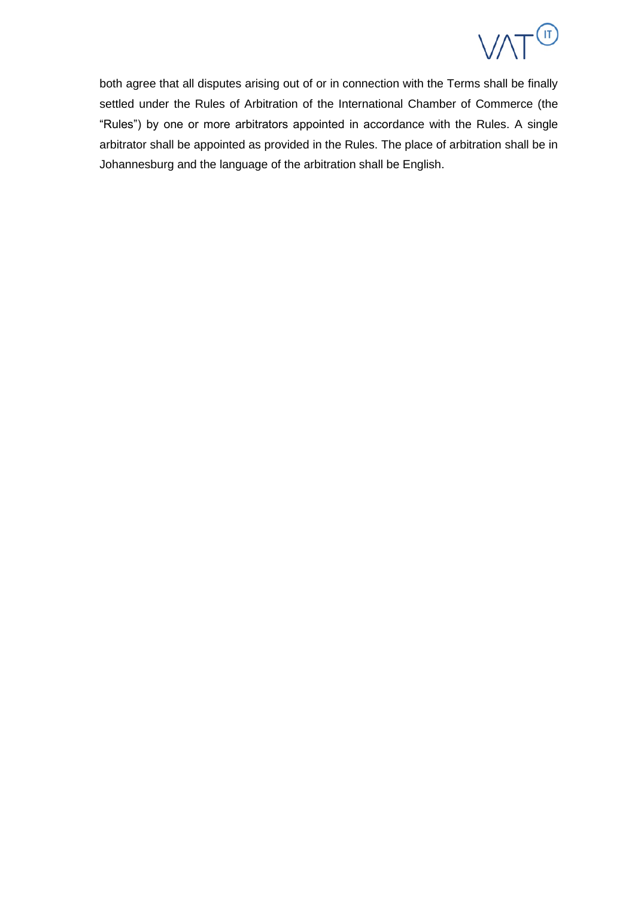both agree that all disputes arising out of or in connection with the Terms shall be finally settled under the Rules of Arbitration of the International Chamber of Commerce (the "Rules") by one or more arbitrators appointed in accordance with the Rules. A single arbitrator shall be appointed as provided in the Rules. The place of arbitration shall be in Johannesburg and the language of the arbitration shall be English.